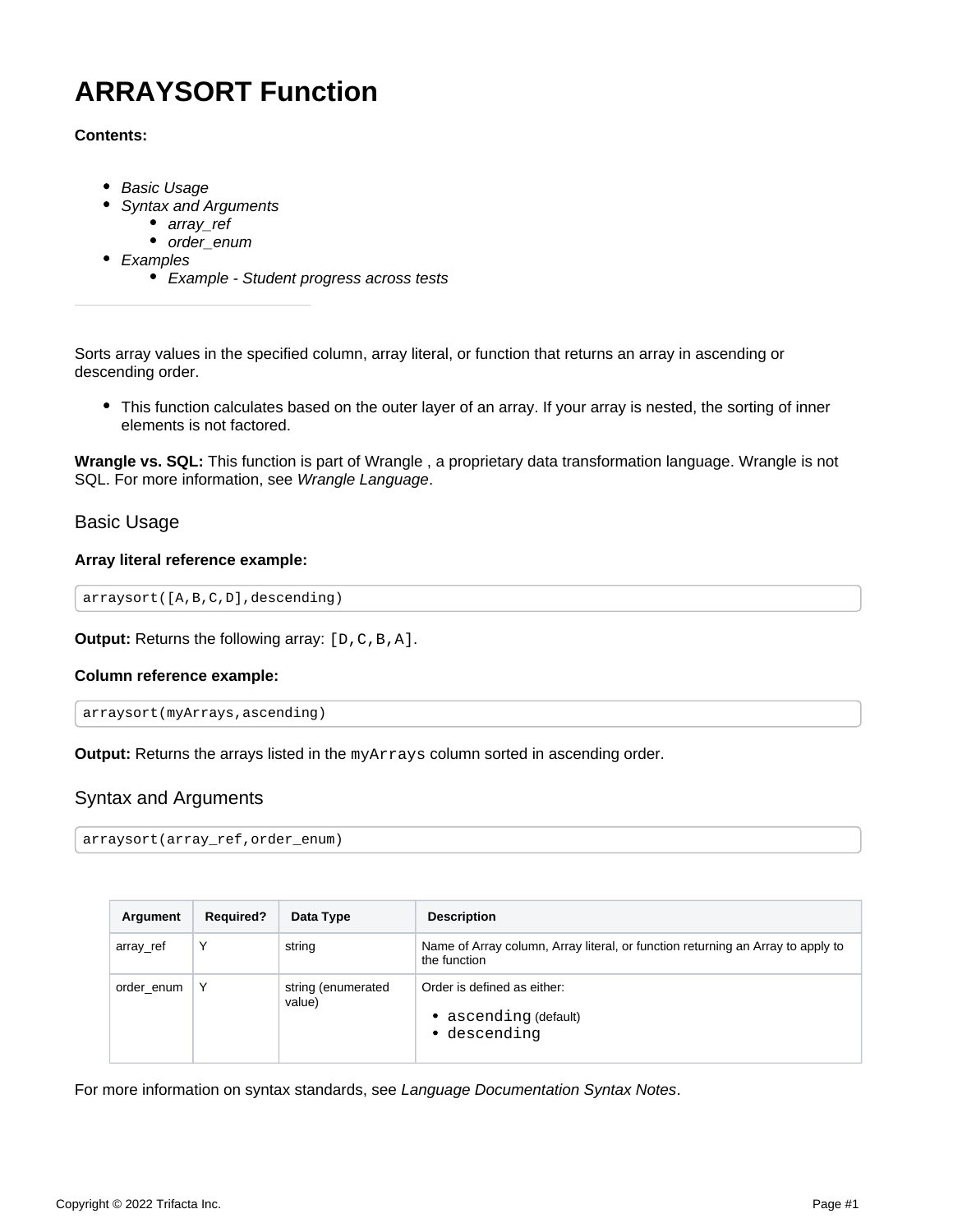# ARRAYSORT Function

**Contents:**

- *Basic Usage*
- *Syntax and Arguments*
  - *array_ref*
  - *order_enum*
- *Examples*
  - *Example - Student progress across tests*

---

Sorts array values in the specified column, array literal, or function that returns an array in ascending or descending order.

- This function calculates based on the outer layer of an array. If your array is nested, the sorting of inner elements is not factored.

**Wrangle vs. SQL:** This function is part of Wrangle , a proprietary data transformation language. Wrangle is not SQL. For more information, see *Wrangle Language*.

## Basic Usage

**Array literal reference example:**

```
arraysort([A,B,C,D],descending)
```

**Output:** Returns the following array: `[D,C,B,A]`.

**Column reference example:**

```
arraysort(myArrays,ascending)
```

**Output:** Returns the arrays listed in the `myArrays` column sorted in ascending order.

## Syntax and Arguments

```
arraysort(array_ref,order_enum)
```

| Argument | Required? | Data Type | Description |
|---|---|---|---|
| array_ref | Y | string | Name of Array column, Array literal, or function returning an Array to apply to the function |
| order_enum | Y | string (enumerated value) | Order is defined as either:<br>• `ascending` (default)<br>• `descending` |

For more information on syntax standards, see *Language Documentation Syntax Notes*.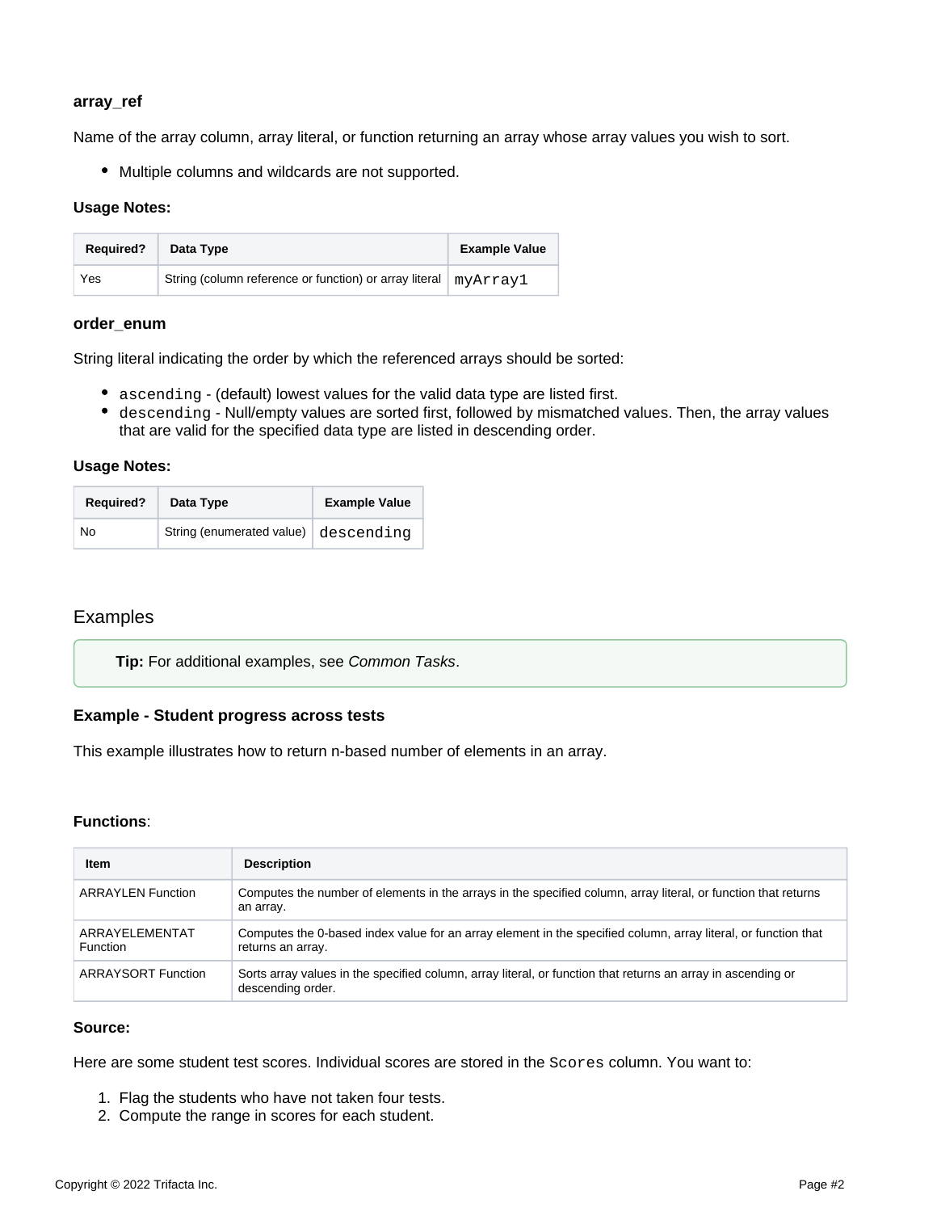#### array_ref

Name of the array column, array literal, or function returning an array whose array values you wish to sort.

- Multiple columns and wildcards are not supported.

#### Usage Notes:

| Required? | Data Type | Example Value |
|---|---|---|
| Yes | String (column reference or function) or array literal | `myArray1` |

#### order_enum

String literal indicating the order by which the referenced arrays should be sorted:

- `ascending` - (default) lowest values for the valid data type are listed first.
- `descending` - Null/empty values are sorted first, followed by mismatched values. Then, the array values that are valid for the specified data type are listed in descending order.

#### Usage Notes:

| Required? | Data Type | Example Value |
|---|---|---|
| No | String (enumerated value) | `descending` |

## Examples

> **Tip:** For additional examples, see *Common Tasks*.

#### Example - Student progress across tests

This example illustrates how to return n-based number of elements in an array.

**Functions**:

| Item | Description |
|---|---|
| ARRAYLEN Function | Computes the number of elements in the arrays in the specified column, array literal, or function that returns an array. |
| ARRAYELEMENTAT Function | Computes the 0-based index value for an array element in the specified column, array literal, or function that returns an array. |
| ARRAYSORT Function | Sorts array values in the specified column, array literal, or function that returns an array in ascending or descending order. |

**Source:**

Here are some student test scores. Individual scores are stored in the `Scores` column. You want to:

1. Flag the students who have not taken four tests.
2. Compute the range in scores for each student.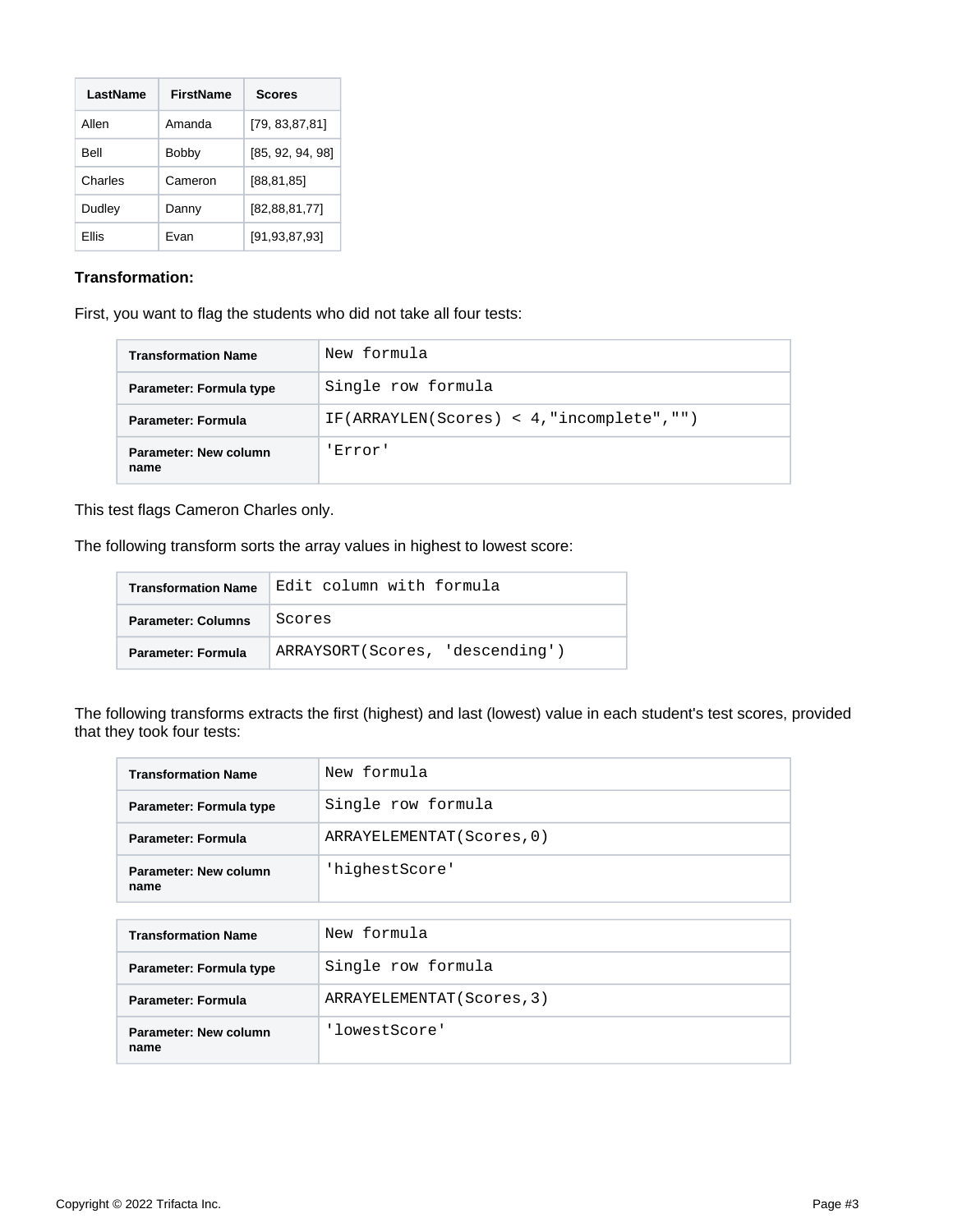| LastName | FirstName | Scores |
| --- | --- | --- |
| Allen | Amanda | [79, 83,87,81] |
| Bell | Bobby | [85, 92, 94, 98] |
| Charles | Cameron | [88,81,85] |
| Dudley | Danny | [82,88,81,77] |
| Ellis | Evan | [91,93,87,93] |

**Transformation:**

First, you want to flag the students who did not take all four tests:

| Transformation Name | `New formula` |
| --- | --- |
| Parameter: Formula type | `Single row formula` |
| Parameter: Formula | `IF(ARRAYLEN(Scores) < 4,"incomplete","")` |
| Parameter: New column name | `'Error'` |

This test flags Cameron Charles only.

The following transform sorts the array values in highest to lowest score:

| Transformation Name | `Edit column with formula` |
| --- | --- |
| Parameter: Columns | `Scores` |
| Parameter: Formula | `ARRAYSORT(Scores, 'descending')` |

The following transforms extracts the first (highest) and last (lowest) value in each student's test scores, provided that they took four tests:

| Transformation Name | `New formula` |
| --- | --- |
| Parameter: Formula type | `Single row formula` |
| Parameter: Formula | `ARRAYELEMENTAT(Scores,0)` |
| Parameter: New column name | `'highestScore'` |

| Transformation Name | `New formula` |
| --- | --- |
| Parameter: Formula type | `Single row formula` |
| Parameter: Formula | `ARRAYELEMENTAT(Scores,3)` |
| Parameter: New column name | `'lowestScore'` |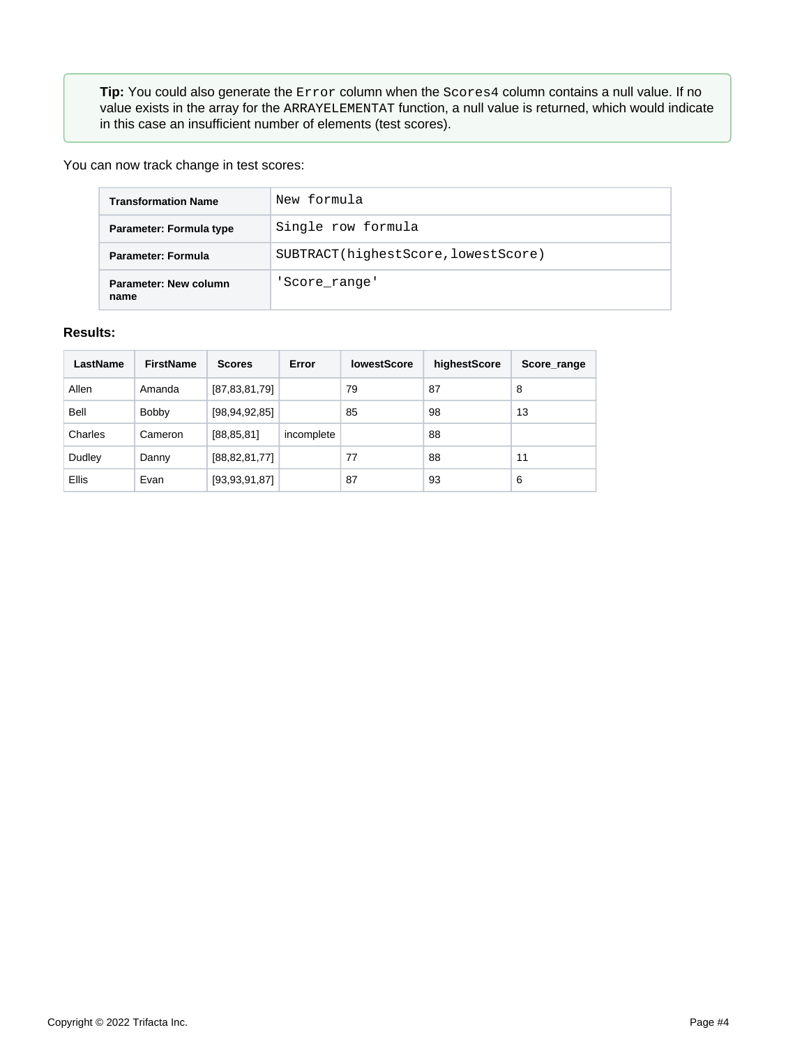> **Tip:** You could also generate the `Error` column when the `Scores4` column contains a null value. If no value exists in the array for the `ARRAYELEMENTAT` function, a null value is returned, which would indicate in this case an insufficient number of elements (test scores).

You can now track change in test scores:

| | |
|---|---|
| **Transformation Name** | `New formula` |
| **Parameter: Formula type** | `Single row formula` |
| **Parameter: Formula** | `SUBTRACT(highestScore,lowestScore)` |
| **Parameter: New column name** | `'Score_range'` |

**Results:**

| LastName | FirstName | Scores | Error | lowestScore | highestScore | Score_range |
|---|---|---|---|---|---|---|
| Allen | Amanda | [87,83,81,79] | | 79 | 87 | 8 |
| Bell | Bobby | [98,94,92,85] | | 85 | 98 | 13 |
| Charles | Cameron | [88,85,81] | incomplete | | 88 | |
| Dudley | Danny | [88,82,81,77] | | 77 | 88 | 11 |
| Ellis | Evan | [93,93,91,87] | | 87 | 93 | 6 |